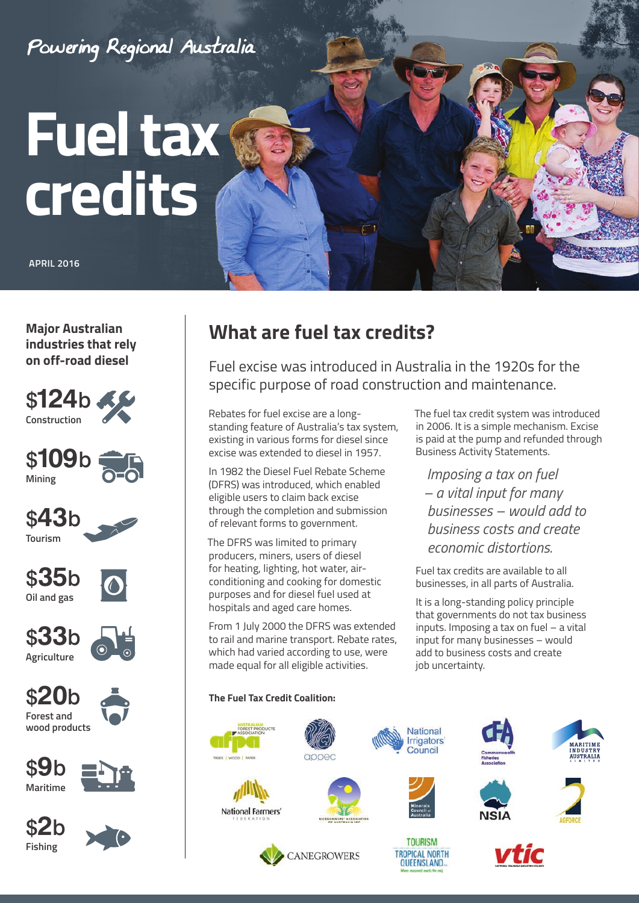Powering Regional Australia

# Fuel tax credits

APRIL 2016

**Major Australian industries that rely on off-road diesel**

- **$124b** Construction
- **$109b** Mining
- **$43b** Tourism
- **$35b** Oil and gas
- **$33b** Agriculture
- **$20b** Forest and wood products
- **$9b** Maritime
- **$2b** Fishing

## What are fuel tax credits?

Fuel excise was introduced in Australia in the 1920s for the specific purpose of road construction and maintenance.

Rebates for fuel excise are a long-standing feature of Australia's tax system, existing in various forms for diesel since excise was extended to diesel in 1957.

In 1982 the Diesel Fuel Rebate Scheme (DFRS) was introduced, which enabled eligible users to claim back excise through the completion and submission of relevant forms to government.

The DFRS was limited to primary producers, miners, users of diesel for heating, lighting, hot water, air-conditioning and cooking for domestic purposes and for diesel fuel used at hospitals and aged care homes.

From 1 July 2000 the DFRS was extended to rail and marine transport. Rebate rates, which had varied according to use, were made equal for all eligible activities.

The fuel tax credit system was introduced in 2006. It is a simple mechanism. Excise is paid at the pump and refunded through Business Activity Statements.

*Imposing a tax on fuel – a vital input for many businesses – would add to business costs and create economic distortions.*

Fuel tax credits are available to all businesses, in all parts of Australia.

It is a long-standing policy principle that governments do not tax business inputs. Imposing a tax on fuel – a vital input for many businesses – would add to business costs and create job uncertainty.

**The Fuel Tax Credit Coalition:**

Australian Forest Products Association (afpa) · appea · National Irrigators' Council · Commonwealth Fisheries Association · Maritime Industry Australia Limited · National Farmers' Federation · Ricegrowers' Association of Australia Inc · Minerals Council of Australia · NSIA · AgForce · Canegrowers · Tourism Tropical North Queensland · vtic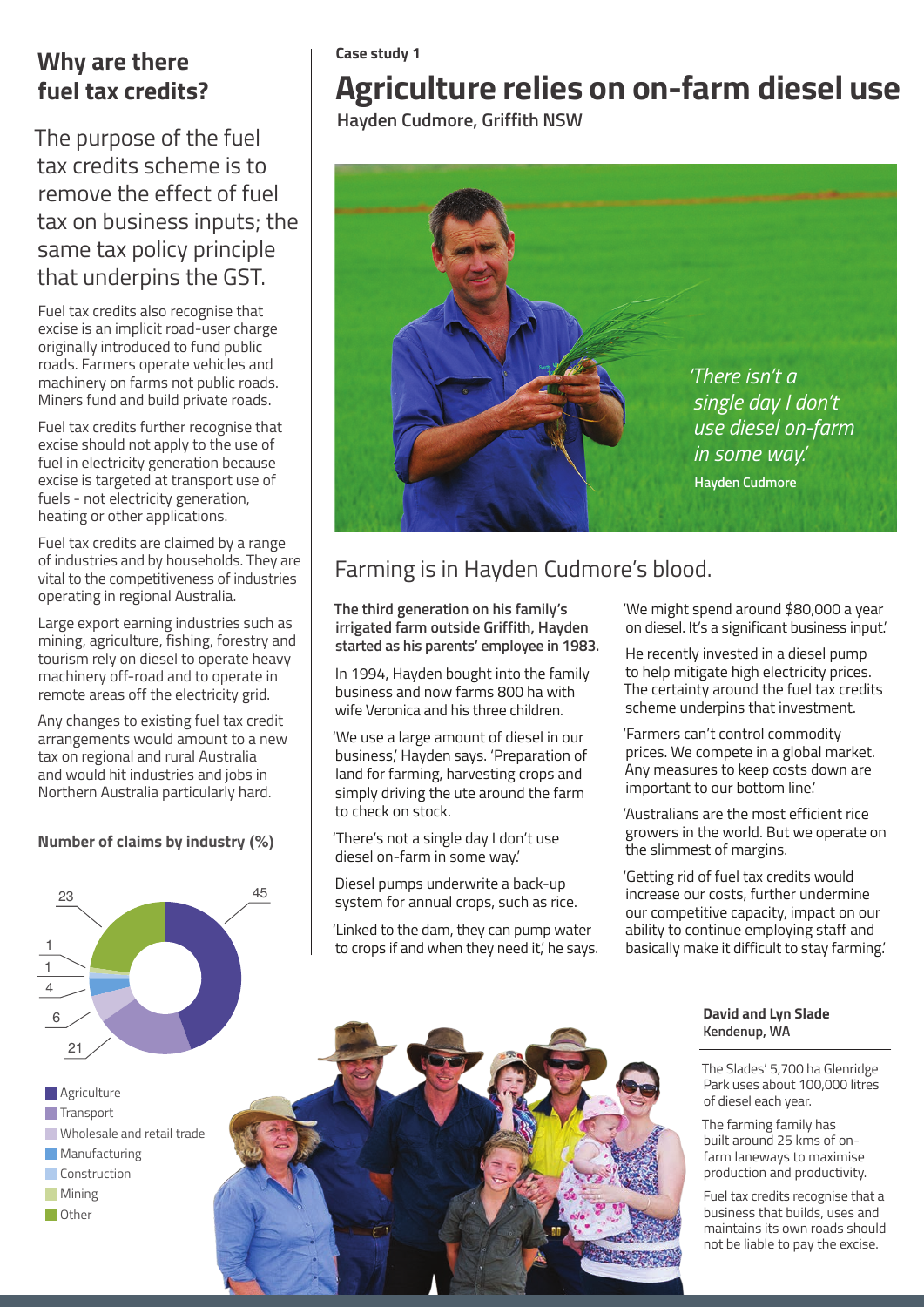## Why are there fuel tax credits?

The purpose of the fuel tax credits scheme is to remove the effect of fuel tax on business inputs; the same tax policy principle that underpins the GST.

Fuel tax credits also recognise that excise is an implicit road-user charge originally introduced to fund public roads. Farmers operate vehicles and machinery on farms not public roads. Miners fund and build private roads.

Fuel tax credits further recognise that excise should not apply to the use of fuel in electricity generation because excise is targeted at transport use of fuels - not electricity generation, heating or other applications.

Fuel tax credits are claimed by a range of industries and by households. They are vital to the competitiveness of industries operating in regional Australia.

Large export earning industries such as mining, agriculture, fishing, forestry and tourism rely on diesel to operate heavy machinery off-road and to operate in remote areas off the electricity grid.

Any changes to existing fuel tax credit arrangements would amount to a new tax on regional and rural Australia and would hit industries and jobs in Northern Australia particularly hard.

**Number of claims by industry (%)**

| Industry | % |
|---|---|
| Agriculture | 45 |
| Transport | 21 |
| Wholesale and retail trade | 6 |
| Manufacturing | 4 |
| Construction | 1 |
| Mining | 1 |
| Other | 23 |

**Case study 1**

# Agriculture relies on on-farm diesel use

**Hayden Cudmore, Griffith NSW**

*'There isn't a single day I don't use diesel on-farm in some way.'*
**Hayden Cudmore**

## Farming is in Hayden Cudmore's blood.

**The third generation on his family's irrigated farm outside Griffith, Hayden started as his parents' employee in 1983.**

In 1994, Hayden bought into the family business and now farms 800 ha with wife Veronica and his three children.

'We use a large amount of diesel in our business,' Hayden says. 'Preparation of land for farming, harvesting crops and simply driving the ute around the farm to check on stock.

'There's not a single day I don't use diesel on-farm in some way.'

Diesel pumps underwrite a back-up system for annual crops, such as rice.

'Linked to the dam, they can pump water to crops if and when they need it,' he says.

'We might spend around $80,000 a year on diesel. It's a significant business input.'

He recently invested in a diesel pump to help mitigate high electricity prices. The certainty around the fuel tax credits scheme underpins that investment.

'Farmers can't control commodity prices. We compete in a global market. Any measures to keep costs down are important to our bottom line.'

'Australians are the most efficient rice growers in the world. But we operate on the slimmest of margins.

'Getting rid of fuel tax credits would increase our costs, further undermine our competitive capacity, impact on our ability to continue employing staff and basically make it difficult to stay farming.'

**David and Lyn Slade**
**Kendenup, WA**

The Slades' 5,700 ha Glenridge Park uses about 100,000 litres of diesel each year.

The farming family has built around 25 kms of on-farm laneways to maximise production and productivity.

Fuel tax credits recognise that a business that builds, uses and maintains its own roads should not be liable to pay the excise.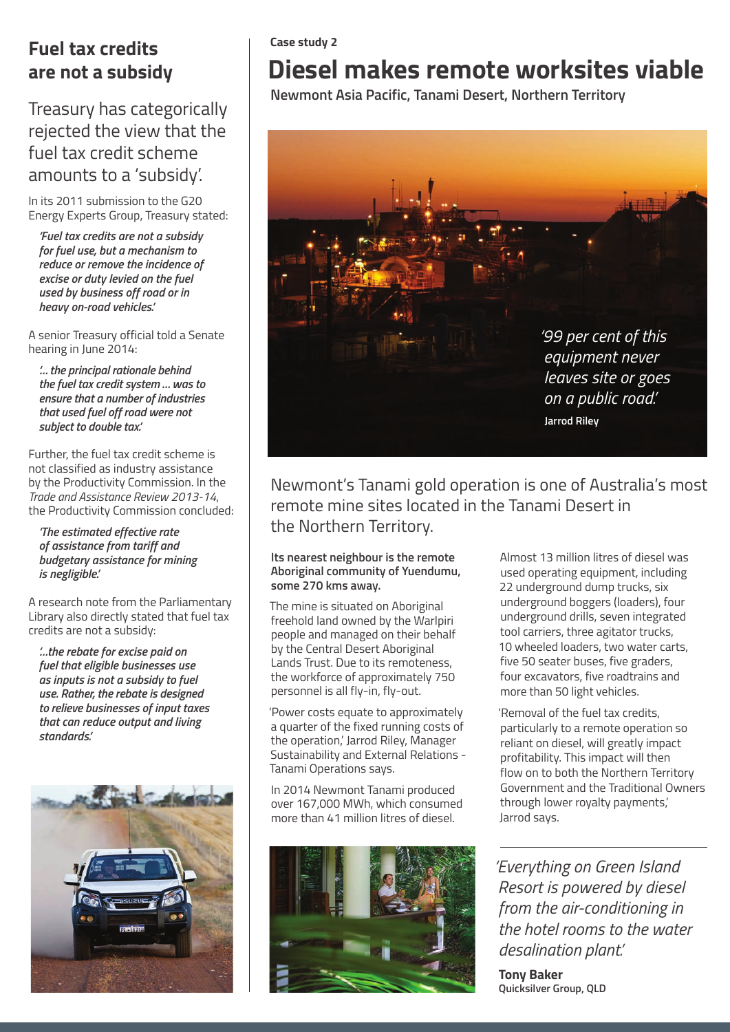## Fuel tax credits are not a subsidy

Treasury has categorically rejected the view that the fuel tax credit scheme amounts to a 'subsidy'.

In its 2011 submission to the G20 Energy Experts Group, Treasury stated:

> ***'Fuel tax credits are not a subsidy for fuel use, but a mechanism to reduce or remove the incidence of excise or duty levied on the fuel used by business off road or in heavy on-road vehicles.'***

A senior Treasury official told a Senate hearing in June 2014:

> ***'… the principal rationale behind the fuel tax credit system … was to ensure that a number of industries that used fuel off road were not subject to double tax.'***

Further, the fuel tax credit scheme is not classified as industry assistance by the Productivity Commission. In the *Trade and Assistance Review 2013-14*, the Productivity Commission concluded:

> ***'The estimated effective rate of assistance from tariff and budgetary assistance for mining is negligible.'***

A research note from the Parliamentary Library also directly stated that fuel tax credits are not a subsidy:

> ***'…the rebate for excise paid on fuel that eligible businesses use as inputs is not a subsidy to fuel use. Rather, the rebate is designed to relieve businesses of input taxes that can reduce output and living standards.'***

**Case study 2**

# Diesel makes remote worksites viable

**Newmont Asia Pacific, Tanami Desert, Northern Territory**

> *'99 per cent of this equipment never leaves site or goes on a public road.'*
>
> **Jarrod Riley**

Newmont's Tanami gold operation is one of Australia's most remote mine sites located in the Tanami Desert in the Northern Territory.

**Its nearest neighbour is the remote Aboriginal community of Yuendumu, some 270 kms away.**

The mine is situated on Aboriginal freehold land owned by the Warlpiri people and managed on their behalf by the Central Desert Aboriginal Lands Trust. Due to its remoteness, the workforce of approximately 750 personnel is all fly-in, fly-out.

'Power costs equate to approximately a quarter of the fixed running costs of the operation,' Jarrod Riley, Manager Sustainability and External Relations - Tanami Operations says.

In 2014 Newmont Tanami produced over 167,000 MWh, which consumed more than 41 million litres of diesel.

Almost 13 million litres of diesel was used operating equipment, including 22 underground dump trucks, six underground boggers (loaders), four underground drills, seven integrated tool carriers, three agitator trucks, 10 wheeled loaders, two water carts, five 50 seater buses, five graders, four excavators, five roadtrains and more than 50 light vehicles.

'Removal of the fuel tax credits, particularly to a remote operation so reliant on diesel, will greatly impact profitability. This impact will then flow on to both the Northern Territory Government and the Traditional Owners through lower royalty payments,' Jarrod says.

> *'Everything on Green Island Resort is powered by diesel from the air-conditioning in the hotel rooms to the water desalination plant.'*
>
> **Tony Baker**
> **Quicksilver Group, QLD**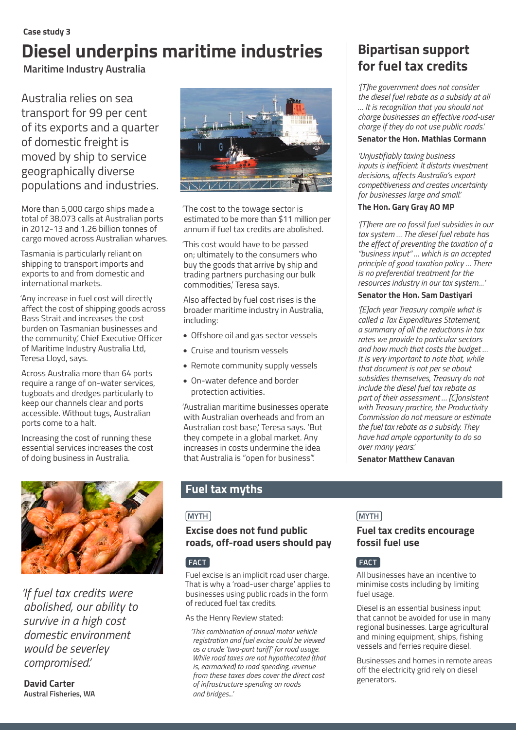**Case study 3**

# Diesel underpins maritime industries

**Maritime Industry Australia**

Australia relies on sea transport for 99 per cent of its exports and a quarter of domestic freight is moved by ship to service geographically diverse populations and industries.

More than 5,000 cargo ships made a total of 38,073 calls at Australian ports in 2012-13 and 1.26 billion tonnes of cargo moved across Australian wharves.

Tasmania is particularly reliant on shipping to transport imports and exports to and from domestic and international markets.

'Any increase in fuel cost will directly affect the cost of shipping goods across Bass Strait and increases the cost burden on Tasmanian businesses and the community,' Chief Executive Officer of Maritime Industry Australia Ltd, Teresa Lloyd, says.

Across Australia more than 64 ports require a range of on-water services, tugboats and dredges particularly to keep our channels clear and ports accessible. Without tugs, Australian ports come to a halt.

Increasing the cost of running these essential services increases the cost of doing business in Australia.

'The cost to the towage sector is estimated to be more than $11 million per annum if fuel tax credits are abolished.

'This cost would have to be passed on; ultimately to the consumers who buy the goods that arrive by ship and trading partners purchasing our bulk commodities,' Teresa says.

Also affected by fuel cost rises is the broader maritime industry in Australia, including:

- Offshore oil and gas sector vessels
- Cruise and tourism vessels
- Remote community supply vessels
- On-water defence and border protection activities.

'Australian maritime businesses operate with Australian overheads and from an Australian cost base,' Teresa says. 'But they compete in a global market. Any increases in costs undermine the idea that Australia is "open for business"'.

*'If fuel tax credits were abolished, our ability to survive in a high cost domestic environment would be severley compromised.'*

**David Carter**
**Austral Fisheries, WA**

## Bipartisan support for fuel tax credits

*'[T]he government does not consider the diesel fuel rebate as a subsidy at all … It is recognition that you should not charge businesses an effective road-user charge if they do not use public roads.'*

**Senator the Hon. Mathias Cormann**

*'Unjustifiably taxing business inputs is inefficient. It distorts investment decisions, affects Australia's export competitiveness and creates uncertainty for businesses large and small.'*

**The Hon. Gary Gray AO MP**

*'[T]here are no fossil fuel subsidies in our tax system … The diesel fuel rebate has the effect of preventing the taxation of a "business input" … which is an accepted principle of good taxation policy … There is no preferential treatment for the resources industry in our tax system…'*

**Senator the Hon. Sam Dastiyari**

*'[E]ach year Treasury compile what is called a Tax Expenditures Statement, a summary of all the reductions in tax rates we provide to particular sectors and how much that costs the budget … It is very important to note that, while that document is not per se about subsidies themselves, Treasury do not include the diesel fuel tax rebate as part of their assessment … [C]onsistent with Treasury practice, the Productivity Commission do not measure or estimate the fuel tax rebate as a subsidy. They have had ample opportunity to do so over many years.'*

**Senator Matthew Canavan**

## Fuel tax myths

MYTH

### Excise does not fund public roads, off-road users should pay

FACT

Fuel excise is an implicit road user charge. That is why a 'road-user charge' applies to businesses using public roads in the form of reduced fuel tax credits.

As the Henry Review stated:

> *'This combination of annual motor vehicle registration and fuel excise could be viewed as a crude 'two-part tariff' for road usage. While road taxes are not hypothecated (that is, earmarked) to road spending, revenue from these taxes does cover the direct cost of infrastructure spending on roads and bridges...'*

MYTH

### Fuel tax credits encourage fossil fuel use

FACT

All businesses have an incentive to minimise costs including by limiting fuel usage.

Diesel is an essential business input that cannot be avoided for use in many regional businesses. Large agricultural and mining equipment, ships, fishing vessels and ferries require diesel.

Businesses and homes in remote areas off the electricity grid rely on diesel generators.